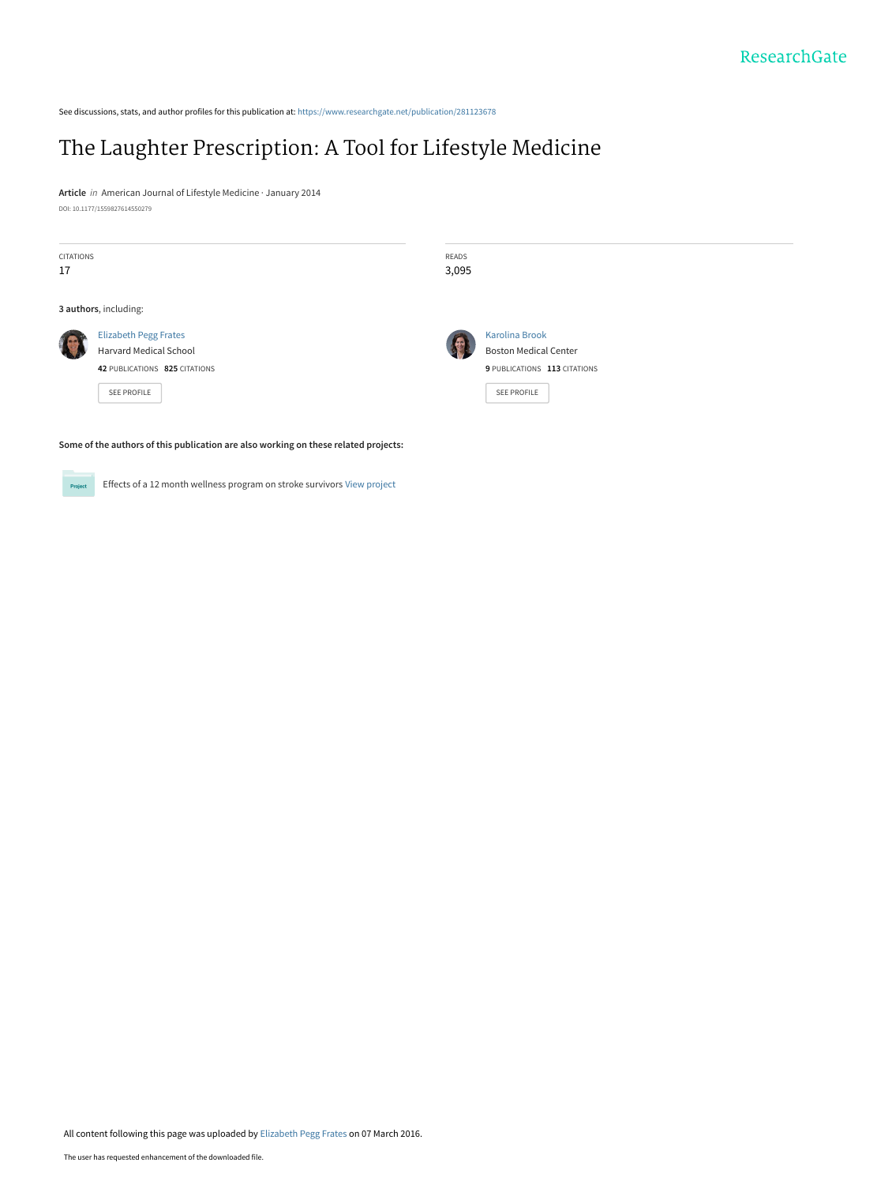ResearchGate

See discussions, stats, and author profiles for this publication at: https://www.researchgate.net/publication/281123678

# The Laughter Prescription: A Tool for Lifestyle Medicine

**Article** *in* American Journal of Lifestyle Medicine · January 2014

DOI: 10.1177/1559827614550279

CITATIONS
17

READS
3,095

**3 authors**, including:

Elizabeth Pegg Frates
Harvard Medical School
**42** PUBLICATIONS **825** CITATIONS

SEE PROFILE

Karolina Brook
Boston Medical Center
**9** PUBLICATIONS **113** CITATIONS

SEE PROFILE

**Some of the authors of this publication are also working on these related projects:**

Project: Effects of a 12 month wellness program on stroke survivors View project

All content following this page was uploaded by Elizabeth Pegg Frates on 07 March 2016.

The user has requested enhancement of the downloaded file.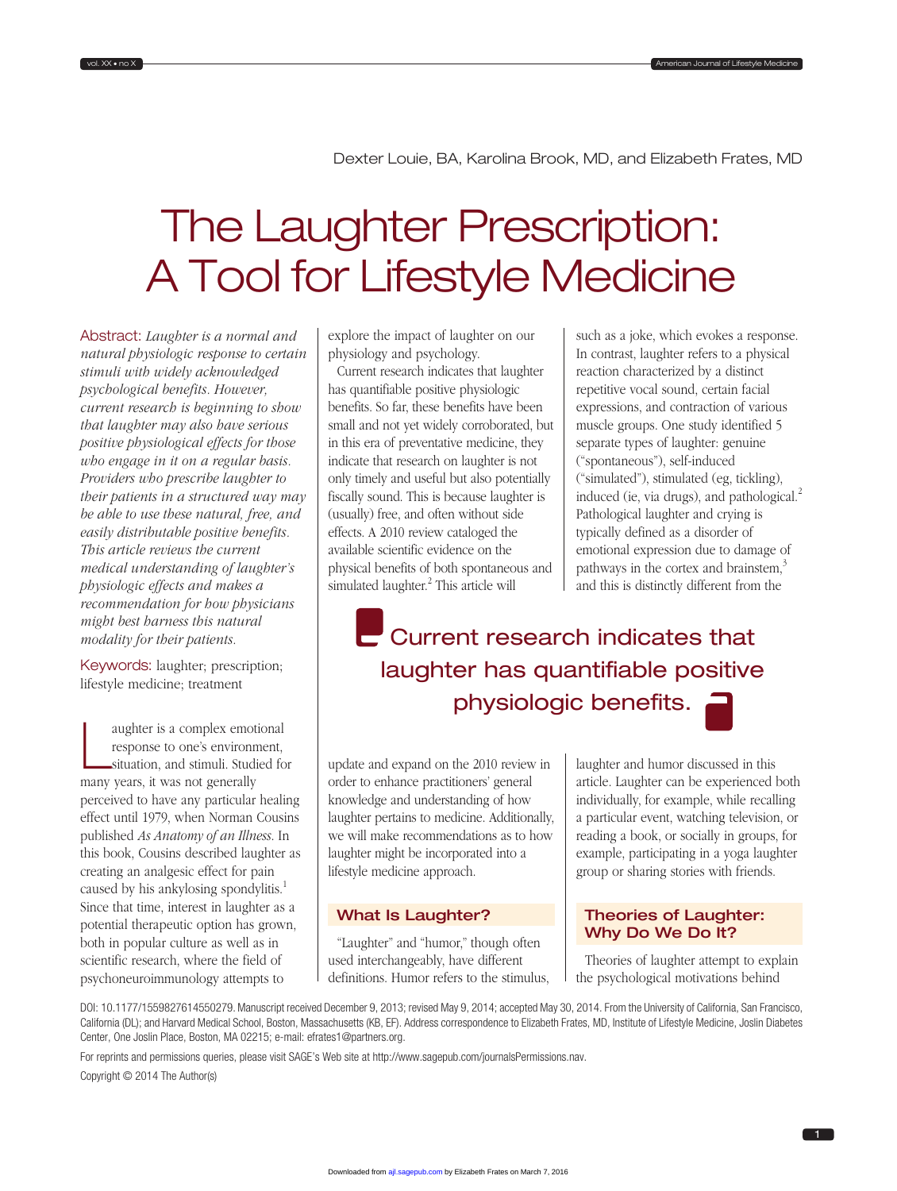# The Laughter Prescription: A Tool for Lifestyle Medicine

Dexter Louie, BA, Karolina Brook, MD, and Elizabeth Frates, MD

**Abstract:** *Laughter is a normal and natural physiologic response to certain stimuli with widely acknowledged psychological benefits. However, current research is beginning to show that laughter may also have serious positive physiological effects for those who engage in it on a regular basis. Providers who prescribe laughter to their patients in a structured way may be able to use these natural, free, and easily distributable positive benefits. This article reviews the current medical understanding of laughter's physiologic effects and makes a recommendation for how physicians might best harness this natural modality for their patients.*

**Keywords:** laughter; prescription; lifestyle medicine; treatment

Laughter is a complex emotional response to one's environment, situation, and stimuli. Studied for many years, it was not generally perceived to have any particular healing effect until 1979, when Norman Cousins published *As Anatomy of an Illness*. In this book, Cousins described laughter as creating an analgesic effect for pain caused by his ankylosing spondylitis.[1] Since that time, interest in laughter as a potential therapeutic option has grown, both in popular culture as well as in scientific research, where the field of psychoneuroimmunology attempts to explore the impact of laughter on our physiology and psychology.

Current research indicates that laughter has quantifiable positive physiologic benefits. So far, these benefits have been small and not yet widely corroborated, but in this era of preventative medicine, they indicate that research on laughter is not only timely and useful but also potentially fiscally sound. This is because laughter is (usually) free, and often without side effects. A 2010 review cataloged the available scientific evidence on the physical benefits of both spontaneous and simulated laughter.[2] This article will update and expand on the 2010 review in order to enhance practitioners' general knowledge and understanding of how laughter pertains to medicine. Additionally, we will make recommendations as to how laughter might be incorporated into a lifestyle medicine approach.

## What Is Laughter?

"Laughter" and "humor," though often used interchangeably, have different definitions. Humor refers to the stimulus, such as a joke, which evokes a response. In contrast, laughter refers to a physical reaction characterized by a distinct repetitive vocal sound, certain facial expressions, and contraction of various muscle groups. One study identified 5 separate types of laughter: genuine ("spontaneous"), self-induced ("simulated"), stimulated (eg, tickling), induced (ie, via drugs), and pathological.[2] Pathological laughter and crying is typically defined as a disorder of emotional expression due to damage of pathways in the cortex and brainstem,[3] and this is distinctly different from the laughter and humor discussed in this article. Laughter can be experienced both individually, for example, while recalling a particular event, watching television, or reading a book, or socially in groups, for example, participating in a yoga laughter group or sharing stories with friends.

> Current research indicates that laughter has quantifiable positive physiologic benefits.

## Theories of Laughter: Why Do We Do It?

Theories of laughter attempt to explain the psychological motivations behind

DOI: 10.1177/1559827614550279. Manuscript received December 9, 2013; revised May 9, 2014; accepted May 30, 2014. From the University of California, San Francisco, California (DL); and Harvard Medical School, Boston, Massachusetts (KB, EF). Address correspondence to Elizabeth Frates, MD, Institute of Lifestyle Medicine, Joslin Diabetes Center, One Joslin Place, Boston, MA 02215; e-mail: efrates1@partners.org.

For reprints and permissions queries, please visit SAGE's Web site at http://www.sagepub.com/journalsPermissions.nav.

Copyright © 2014 The Author(s)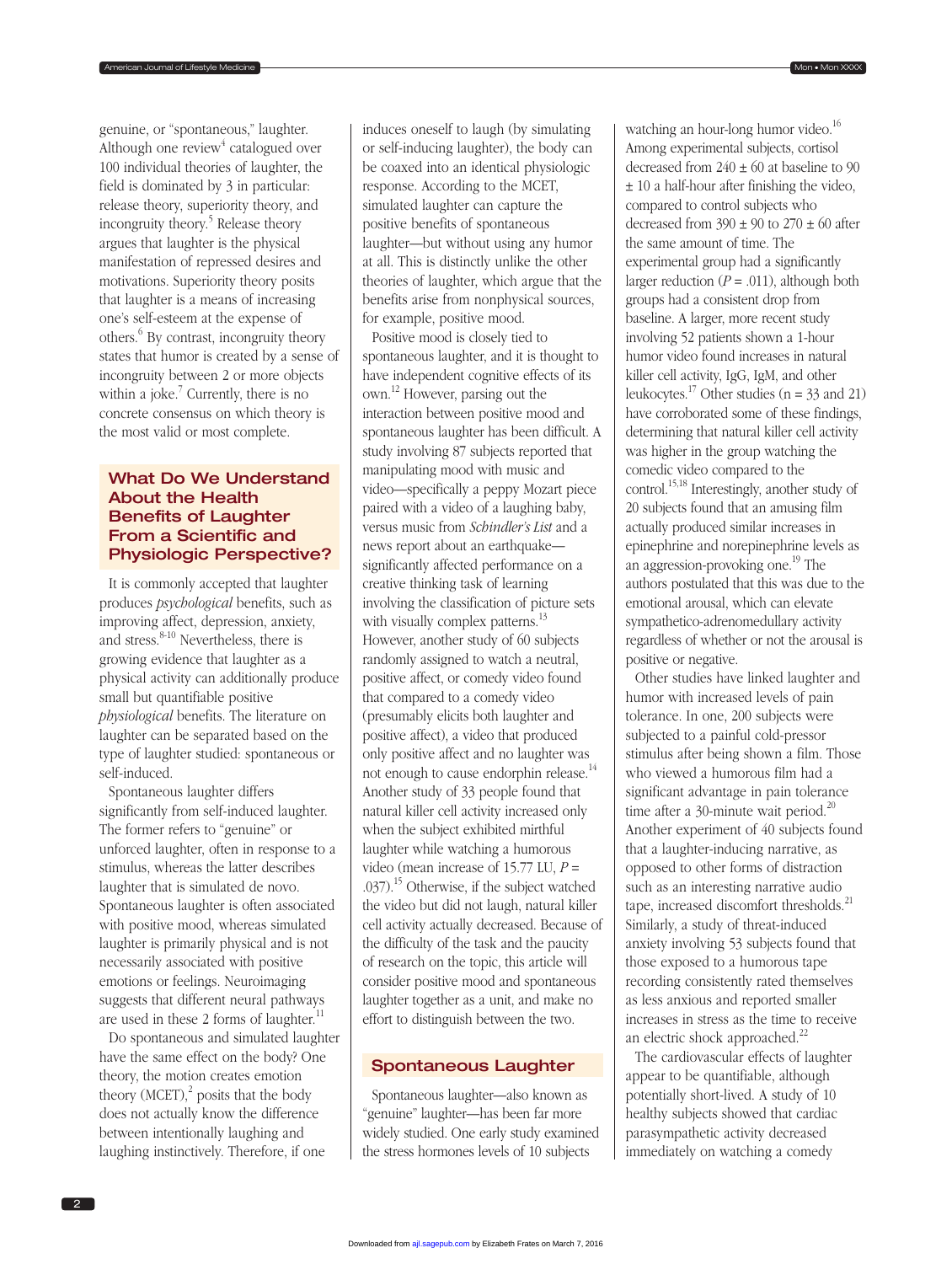genuine, or "spontaneous," laughter. Although one review[4] catalogued over 100 individual theories of laughter, the field is dominated by 3 in particular: release theory, superiority theory, and incongruity theory.[5] Release theory argues that laughter is the physical manifestation of repressed desires and motivations. Superiority theory posits that laughter is a means of increasing one's self-esteem at the expense of others.[6] By contrast, incongruity theory states that humor is created by a sense of incongruity between 2 or more objects within a joke.[7] Currently, there is no concrete consensus on which theory is the most valid or most complete.

## What Do We Understand About the Health Benefits of Laughter From a Scientific and Physiologic Perspective?

It is commonly accepted that laughter produces *psychological* benefits, such as improving affect, depression, anxiety, and stress.[8-10] Nevertheless, there is growing evidence that laughter as a physical activity can additionally produce small but quantifiable positive *physiological* benefits. The literature on laughter can be separated based on the type of laughter studied: spontaneous or self-induced.

Spontaneous laughter differs significantly from self-induced laughter. The former refers to "genuine" or unforced laughter, often in response to a stimulus, whereas the latter describes laughter that is simulated de novo. Spontaneous laughter is often associated with positive mood, whereas simulated laughter is primarily physical and is not necessarily associated with positive emotions or feelings. Neuroimaging suggests that different neural pathways are used in these 2 forms of laughter.[11]

Do spontaneous and simulated laughter have the same effect on the body? One theory, the motion creates emotion theory (MCET),[2] posits that the body does not actually know the difference between intentionally laughing and laughing instinctively. Therefore, if one induces oneself to laugh (by simulating or self-inducing laughter), the body can be coaxed into an identical physiologic response. According to the MCET, simulated laughter can capture the positive benefits of spontaneous laughter—but without using any humor at all. This is distinctly unlike the other theories of laughter, which argue that the benefits arise from nonphysical sources, for example, positive mood.

Positive mood is closely tied to spontaneous laughter, and it is thought to have independent cognitive effects of its own.[12] However, parsing out the interaction between positive mood and spontaneous laughter has been difficult. A study involving 87 subjects reported that manipulating mood with music and video—specifically a peppy Mozart piece paired with a video of a laughing baby, versus music from *Schindler's List* and a news report about an earthquake—significantly affected performance on a creative thinking task of learning involving the classification of picture sets with visually complex patterns.[13] However, another study of 60 subjects randomly assigned to watch a neutral, positive affect, or comedy video found that compared to a comedy video (presumably elicits both laughter and positive affect), a video that produced only positive affect and no laughter was not enough to cause endorphin release.[14] Another study of 33 people found that natural killer cell activity increased only when the subject exhibited mirthful laughter while watching a humorous video (mean increase of 15.77 LU, $P = .037$).[15] Otherwise, if the subject watched the video but did not laugh, natural killer cell activity actually decreased. Because of the difficulty of the task and the paucity of research on the topic, this article will consider positive mood and spontaneous laughter together as a unit, and make no effort to distinguish between the two.

## Spontaneous Laughter

Spontaneous laughter—also known as "genuine" laughter—has been far more widely studied. One early study examined the stress hormones levels of 10 subjects watching an hour-long humor video.[16] Among experimental subjects, cortisol decreased from $240 \pm 60$ at baseline to $90 \pm 10$ a half-hour after finishing the video, compared to control subjects who decreased from $390 \pm 90$ to $270 \pm 60$ after the same amount of time. The experimental group had a significantly larger reduction ($P = .011$), although both groups had a consistent drop from baseline. A larger, more recent study involving 52 patients shown a 1-hour humor video found increases in natural killer cell activity, IgG, IgM, and other leukocytes.[17] Other studies (n = 33 and 21) have corroborated some of these findings, determining that natural killer cell activity was higher in the group watching the comedic video compared to the control.[15,18] Interestingly, another study of 20 subjects found that an amusing film actually produced similar increases in epinephrine and norepinephrine levels as an aggression-provoking one.[19] The authors postulated that this was due to the emotional arousal, which can elevate sympathetico-adrenomedullary activity regardless of whether or not the arousal is positive or negative.

Other studies have linked laughter and humor with increased levels of pain tolerance. In one, 200 subjects were subjected to a painful cold-pressor stimulus after being shown a film. Those who viewed a humorous film had a significant advantage in pain tolerance time after a 30-minute wait period.[20] Another experiment of 40 subjects found that a laughter-inducing narrative, as opposed to other forms of distraction such as an interesting narrative audio tape, increased discomfort thresholds.[21] Similarly, a study of threat-induced anxiety involving 53 subjects found that those exposed to a humorous tape recording consistently rated themselves as less anxious and reported smaller increases in stress as the time to receive an electric shock approached.[22]

The cardiovascular effects of laughter appear to be quantifiable, although potentially short-lived. A study of 10 healthy subjects showed that cardiac parasympathetic activity decreased immediately on watching a comedy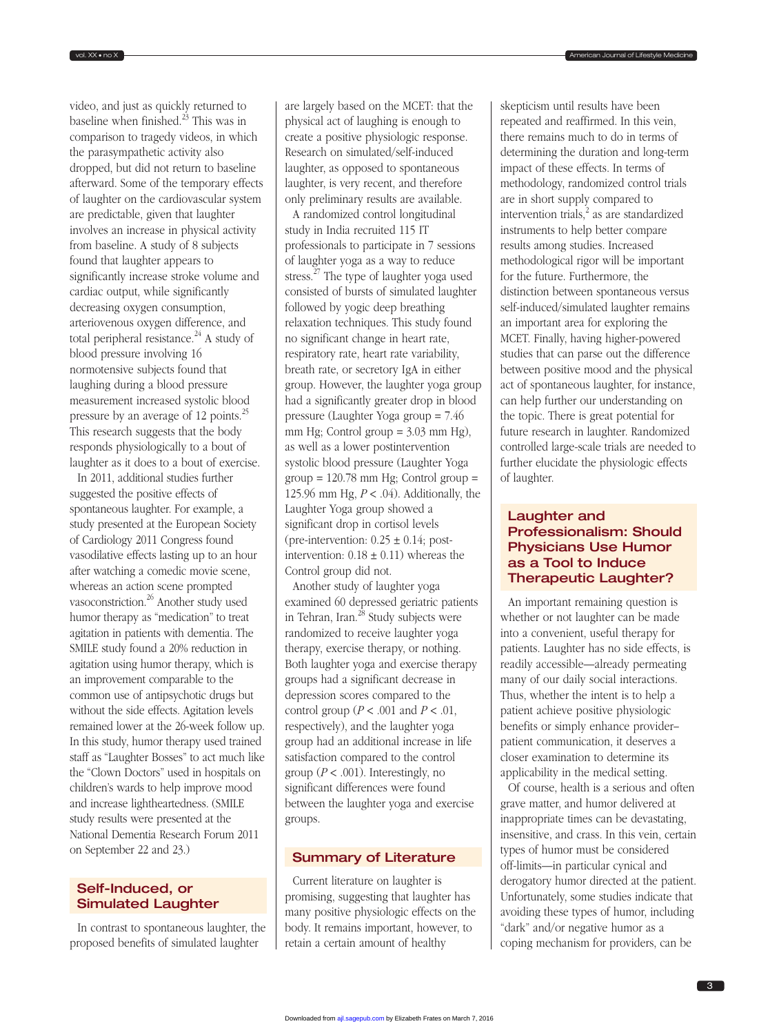video, and just as quickly returned to baseline when finished.[23] This was in comparison to tragedy videos, in which the parasympathetic activity also dropped, but did not return to baseline afterward. Some of the temporary effects of laughter on the cardiovascular system are predictable, given that laughter involves an increase in physical activity from baseline. A study of 8 subjects found that laughter appears to significantly increase stroke volume and cardiac output, while significantly decreasing oxygen consumption, arteriovenous oxygen difference, and total peripheral resistance.[24] A study of blood pressure involving 16 normotensive subjects found that laughing during a blood pressure measurement increased systolic blood pressure by an average of 12 points.[25] This research suggests that the body responds physiologically to a bout of laughter as it does to a bout of exercise.

In 2011, additional studies further suggested the positive effects of spontaneous laughter. For example, a study presented at the European Society of Cardiology 2011 Congress found vasodilative effects lasting up to an hour after watching a comedic movie scene, whereas an action scene prompted vasoconstriction.[26] Another study used humor therapy as "medication" to treat agitation in patients with dementia. The SMILE study found a 20% reduction in agitation using humor therapy, which is an improvement comparable to the common use of antipsychotic drugs but without the side effects. Agitation levels remained lower at the 26-week follow up. In this study, humor therapy used trained staff as "Laughter Bosses" to act much like the "Clown Doctors" used in hospitals on children's wards to help improve mood and increase lightheartedness. (SMILE study results were presented at the National Dementia Research Forum 2011 on September 22 and 23.)

## Self-Induced, or Simulated Laughter

In contrast to spontaneous laughter, the proposed benefits of simulated laughter are largely based on the MCET: that the physical act of laughing is enough to create a positive physiologic response. Research on simulated/self-induced laughter, as opposed to spontaneous laughter, is very recent, and therefore only preliminary results are available.

A randomized control longitudinal study in India recruited 115 IT professionals to participate in 7 sessions of laughter yoga as a way to reduce stress.[27] The type of laughter yoga used consisted of bursts of simulated laughter followed by yogic deep breathing relaxation techniques. This study found no significant change in heart rate, respiratory rate, heart rate variability, breath rate, or secretory IgA in either group. However, the laughter yoga group had a significantly greater drop in blood pressure (Laughter Yoga group = 7.46 mm Hg; Control group = 3.03 mm Hg), as well as a lower postintervention systolic blood pressure (Laughter Yoga group = 120.78 mm Hg; Control group = 125.96 mm Hg, $P < .04$). Additionally, the Laughter Yoga group showed a significant drop in cortisol levels (pre-intervention: $0.25 \pm 0.14$; post-intervention: $0.18 \pm 0.11$) whereas the Control group did not.

Another study of laughter yoga examined 60 depressed geriatric patients in Tehran, Iran.[28] Study subjects were randomized to receive laughter yoga therapy, exercise therapy, or nothing. Both laughter yoga and exercise therapy groups had a significant decrease in depression scores compared to the control group ($P < .001$ and $P < .01$, respectively), and the laughter yoga group had an additional increase in life satisfaction compared to the control group ($P < .001$). Interestingly, no significant differences were found between the laughter yoga and exercise groups.

## Summary of Literature

Current literature on laughter is promising, suggesting that laughter has many positive physiologic effects on the body. It remains important, however, to retain a certain amount of healthy skepticism until results have been repeated and reaffirmed. In this vein, there remains much to do in terms of determining the duration and long-term impact of these effects. In terms of methodology, randomized control trials are in short supply compared to intervention trials,[2] as are standardized instruments to help better compare results among studies. Increased methodological rigor will be important for the future. Furthermore, the distinction between spontaneous versus self-induced/simulated laughter remains an important area for exploring the MCET. Finally, having higher-powered studies that can parse out the difference between positive mood and the physical act of spontaneous laughter, for instance, can help further our understanding on the topic. There is great potential for future research in laughter. Randomized controlled large-scale trials are needed to further elucidate the physiologic effects of laughter.

## Laughter and Professionalism: Should Physicians Use Humor as a Tool to Induce Therapeutic Laughter?

An important remaining question is whether or not laughter can be made into a convenient, useful therapy for patients. Laughter has no side effects, is readily accessible—already permeating many of our daily social interactions. Thus, whether the intent is to help a patient achieve positive physiologic benefits or simply enhance provider–patient communication, it deserves a closer examination to determine its applicability in the medical setting.

Of course, health is a serious and often grave matter, and humor delivered at inappropriate times can be devastating, insensitive, and crass. In this vein, certain types of humor must be considered off-limits—in particular cynical and derogatory humor directed at the patient. Unfortunately, some studies indicate that avoiding these types of humor, including "dark" and/or negative humor as a coping mechanism for providers, can be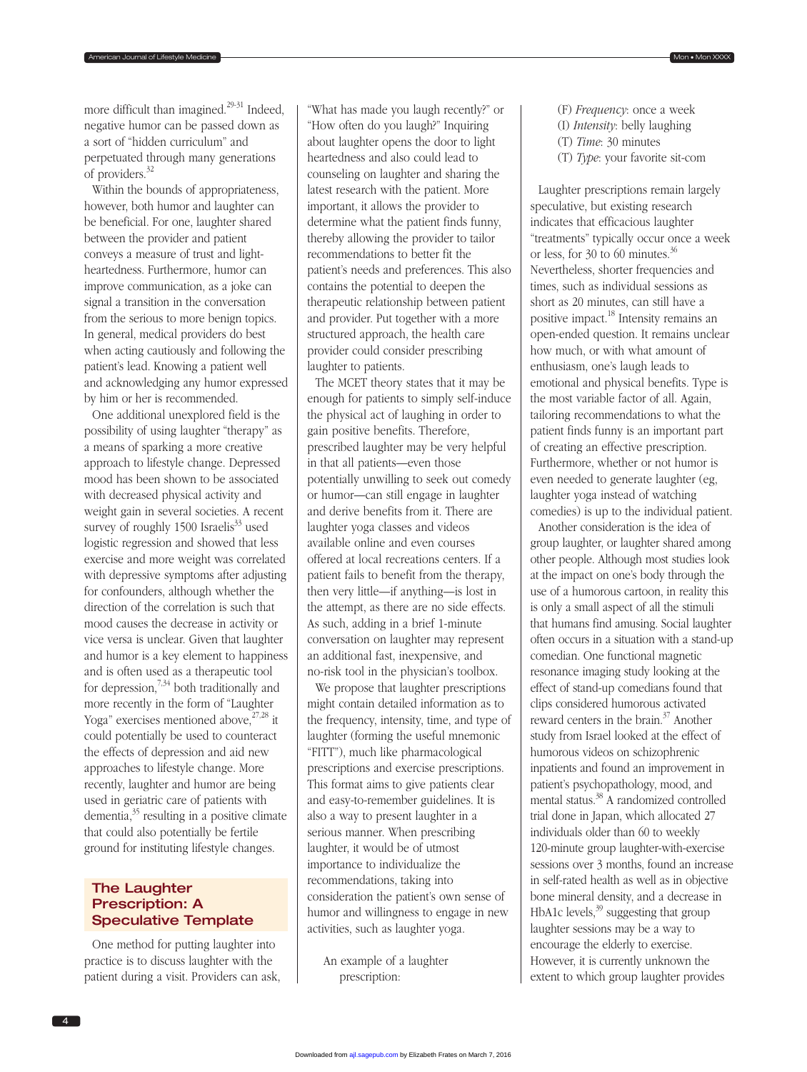more difficult than imagined.[29-31] Indeed, negative humor can be passed down as a sort of "hidden curriculum" and perpetuated through many generations of providers.[32]

Within the bounds of appropriateness, however, both humor and laughter can be beneficial. For one, laughter shared between the provider and patient conveys a measure of trust and light-heartedness. Furthermore, humor can improve communication, as a joke can signal a transition in the conversation from the serious to more benign topics. In general, medical providers do best when acting cautiously and following the patient's lead. Knowing a patient well and acknowledging any humor expressed by him or her is recommended.

One additional unexplored field is the possibility of using laughter "therapy" as a means of sparking a more creative approach to lifestyle change. Depressed mood has been shown to be associated with decreased physical activity and weight gain in several societies. A recent survey of roughly 1500 Israelis[33] used logistic regression and showed that less exercise and more weight was correlated with depressive symptoms after adjusting for confounders, although whether the direction of the correlation is such that mood causes the decrease in activity or vice versa is unclear. Given that laughter and humor is a key element to happiness and is often used as a therapeutic tool for depression,[7,34] both traditionally and more recently in the form of "Laughter Yoga" exercises mentioned above,[27,28] it could potentially be used to counteract the effects of depression and aid new approaches to lifestyle change. More recently, laughter and humor are being used in geriatric care of patients with dementia,[35] resulting in a positive climate that could also potentially be fertile ground for instituting lifestyle changes.

## The Laughter Prescription: A Speculative Template

One method for putting laughter into practice is to discuss laughter with the patient during a visit. Providers can ask, "What has made you laugh recently?" or "How often do you laugh?" Inquiring about laughter opens the door to light heartedness and also could lead to counseling on laughter and sharing the latest research with the patient. More important, it allows the provider to determine what the patient finds funny, thereby allowing the provider to tailor recommendations to better fit the patient's needs and preferences. This also contains the potential to deepen the therapeutic relationship between patient and provider. Put together with a more structured approach, the health care provider could consider prescribing laughter to patients.

The MCET theory states that it may be enough for patients to simply self-induce the physical act of laughing in order to gain positive benefits. Therefore, prescribed laughter may be very helpful in that all patients—even those potentially unwilling to seek out comedy or humor—can still engage in laughter and derive benefits from it. There are laughter yoga classes and videos available online and even courses offered at local recreations centers. If a patient fails to benefit from the therapy, then very little—if anything—is lost in the attempt, as there are no side effects. As such, adding in a brief 1-minute conversation on laughter may represent an additional fast, inexpensive, and no-risk tool in the physician's toolbox.

We propose that laughter prescriptions might contain detailed information as to the frequency, intensity, time, and type of laughter (forming the useful mnemonic "FITT"), much like pharmacological prescriptions and exercise prescriptions. This format aims to give patients clear and easy-to-remember guidelines. It is also a way to present laughter in a serious manner. When prescribing laughter, it would be of utmost importance to individualize the recommendations, taking into consideration the patient's own sense of humor and willingness to engage in new activities, such as laughter yoga.

An example of a laughter prescription:

(F) *Frequency*: once a week
(I) *Intensity*: belly laughing
(T) *Time*: 30 minutes
(T) *Type*: your favorite sit-com

Laughter prescriptions remain largely speculative, but existing research indicates that efficacious laughter "treatments" typically occur once a week or less, for 30 to 60 minutes.[36] Nevertheless, shorter frequencies and times, such as individual sessions as short as 20 minutes, can still have a positive impact.[18] Intensity remains an open-ended question. It remains unclear how much, or with what amount of enthusiasm, one's laugh leads to emotional and physical benefits. Type is the most variable factor of all. Again, tailoring recommendations to what the patient finds funny is an important part of creating an effective prescription. Furthermore, whether or not humor is even needed to generate laughter (eg, laughter yoga instead of watching comedies) is up to the individual patient.

Another consideration is the idea of group laughter, or laughter shared among other people. Although most studies look at the impact on one's body through the use of a humorous cartoon, in reality this is only a small aspect of all the stimuli that humans find amusing. Social laughter often occurs in a situation with a stand-up comedian. One functional magnetic resonance imaging study looking at the effect of stand-up comedians found that clips considered humorous activated reward centers in the brain.[37] Another study from Israel looked at the effect of humorous videos on schizophrenic inpatients and found an improvement in patient's psychopathology, mood, and mental status.[38] A randomized controlled trial done in Japan, which allocated 27 individuals older than 60 to weekly 120-minute group laughter-with-exercise sessions over 3 months, found an increase in self-rated health as well as in objective bone mineral density, and a decrease in HbA1c levels,[39] suggesting that group laughter sessions may be a way to encourage the elderly to exercise. However, it is currently unknown the extent to which group laughter provides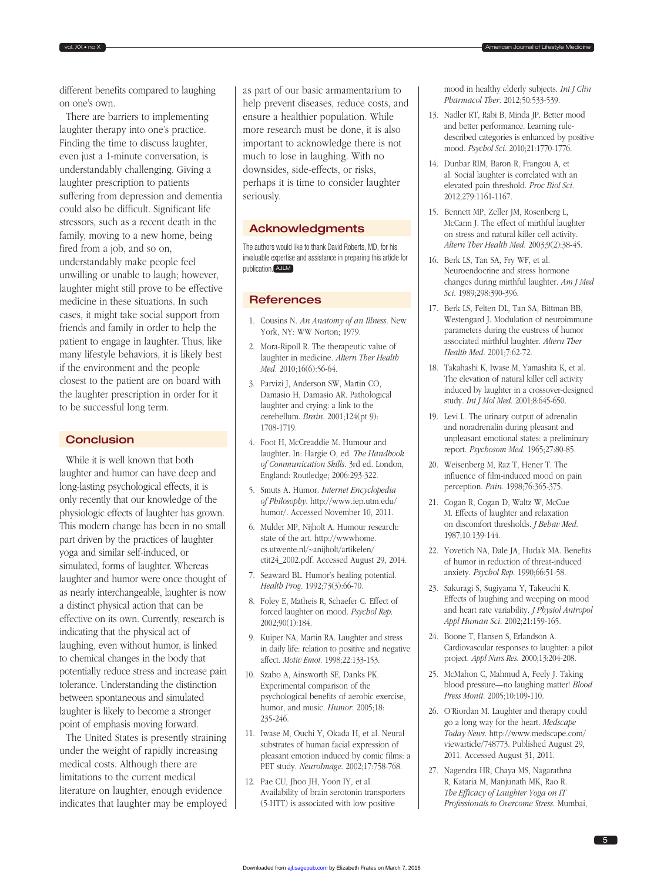different benefits compared to laughing on one's own.

There are barriers to implementing laughter therapy into one's practice. Finding the time to discuss laughter, even just a 1-minute conversation, is understandably challenging. Giving a laughter prescription to patients suffering from depression and dementia could also be difficult. Significant life stressors, such as a recent death in the family, moving to a new home, being fired from a job, and so on, understandably make people feel unwilling or unable to laugh; however, laughter might still prove to be effective medicine in these situations. In such cases, it might take social support from friends and family in order to help the patient to engage in laughter. Thus, like many lifestyle behaviors, it is likely best if the environment and the people closest to the patient are on board with the laughter prescription in order for it to be successful long term.

## Conclusion

While it is well known that both laughter and humor can have deep and long-lasting psychological effects, it is only recently that our knowledge of the physiologic effects of laughter has grown. This modern change has been in no small part driven by the practices of laughter yoga and similar self-induced, or simulated, forms of laughter. Whereas laughter and humor were once thought of as nearly interchangeable, laughter is now a distinct physical action that can be effective on its own. Currently, research is indicating that the physical act of laughing, even without humor, is linked to chemical changes in the body that potentially reduce stress and increase pain tolerance. Understanding the distinction between spontaneous and simulated laughter is likely to become a stronger point of emphasis moving forward.

The United States is presently straining under the weight of rapidly increasing medical costs. Although there are limitations to the current medical literature on laughter, enough evidence indicates that laughter may be employed as part of our basic armamentarium to help prevent diseases, reduce costs, and ensure a healthier population. While more research must be done, it is also important to acknowledge there is not much to lose in laughing. With no downsides, side-effects, or risks, perhaps it is time to consider laughter seriously.

## Acknowledgments

The authors would like to thank David Roberts, MD, for his invaluable expertise and assistance in preparing this article for publication. AJLM

## References

1. Cousins N. *An Anatomy of an Illness*. New York, NY: WW Norton; 1979.
2. Mora-Ripoll R. The therapeutic value of laughter in medicine. *Altern Ther Health Med*. 2010;16(6):56-64.
3. Parvizi J, Anderson SW, Martin CO, Damasio H, Damasio AR. Pathological laughter and crying: a link to the cerebellum. *Brain*. 2001;124(pt 9): 1708-1719.
4. Foot H, McCreaddie M. Humour and laughter. In: Hargie O, ed. *The Handbook of Communication Skills*. 3rd ed. London, England: Routledge; 2006:293-322.
5. Smuts A. Humor. *Internet Encyclopedia of Philosophy*. http://www.iep.utm.edu/humor/. Accessed November 10, 2011.
6. Mulder MP, Nijholt A. Humour research: state of the art. http://wwwhome.cs.utwente.nl/~anijholt/artikelen/ctit24_2002.pdf. Accessed August 29, 2014.
7. Seaward BL. Humor's healing potential. *Health Prog*. 1992;73(3):66-70.
8. Foley E, Matheis R, Schaefer C. Effect of forced laughter on mood. *Psychol Rep*. 2002;90(1):184.
9. Kuiper NA, Martin RA. Laughter and stress in daily life: relation to positive and negative affect. *Motiv Emot*. 1998;22:133-153.
10. Szabo A, Ainsworth SE, Danks PK. Experimental comparison of the psychological benefits of aerobic exercise, humor, and music. *Humor*. 2005;18: 235-246.
11. Iwase M, Ouchi Y, Okada H, et al. Neural substrates of human facial expression of pleasant emotion induced by comic films: a PET study. *NeuroImage*. 2002;17:758-768.
12. Pae CU, Jhoo JH, Yoon IY, et al. Availability of brain serotonin transporters (5-HTT) is associated with low positive mood in healthy elderly subjects. *Int J Clin Pharmacol Ther*. 2012;50:533-539.
13. Nadler RT, Rabi B, Minda JP. Better mood and better performance. Learning rule-described categories is enhanced by positive mood. *Psychol Sci*. 2010;21:1770-1776.
14. Dunbar RIM, Baron R, Frangou A, et al. Social laughter is correlated with an elevated pain threshold. *Proc Biol Sci*. 2012;279:1161-1167.
15. Bennett MP, Zeller JM, Rosenberg L, McCann J. The effect of mirthful laughter on stress and natural killer cell activity. *Altern Ther Health Med*. 2003;9(2):38-45.
16. Berk LS, Tan SA, Fry WF, et al. Neuroendocrine and stress hormone changes during mirthful laughter. *Am J Med Sci*. 1989;298:390-396.
17. Berk LS, Felten DL, Tan SA, Bittman BB, Westengard J. Modulation of neuroimmune parameters during the eustress of humor associated mirthful laughter. *Altern Ther Health Med*. 2001;7:62-72.
18. Takahashi K, Iwase M, Yamashita K, et al. The elevation of natural killer cell activity induced by laughter in a crossover-designed study. *Int J Mol Med*. 2001;8:645-650.
19. Levi L. The urinary output of adrenalin and noradrenalin during pleasant and unpleasant emotional states: a preliminary report. *Psychosom Med*. 1965;27:80-85.
20. Weisenberg M, Raz T, Hener T. The influence of film-induced mood on pain perception. *Pain*. 1998;76:365-375.
21. Cogan R, Cogan D, Waltz W, McCue M. Effects of laughter and relaxation on discomfort thresholds. *J Behav Med*. 1987;10:139-144.
22. Yovetich NA, Dale JA, Hudak MA. Benefits of humor in reduction of threat-induced anxiety. *Psychol Rep*. 1990;66:51-58.
23. Sakuragi S, Sugiyama Y, Takeuchi K. Effects of laughing and weeping on mood and heart rate variability. *J Physiol Antropol Appl Human Sci*. 2002;21:159-165.
24. Boone T, Hansen S, Erlandson A. Cardiovascular responses to laughter: a pilot project. *Appl Nurs Res*. 2000;13:204-208.
25. McMahon C, Mahmud A, Feely J. Taking blood pressure—no laughing matter! *Blood Press Monit*. 2005;10:109-110.
26. O'Riordan M. Laughter and therapy could go a long way for the heart. *Medscape Today News*. http://www.medscape.com/viewarticle/748773. Published August 29, 2011. Accessed August 31, 2011.
27. Nagendra HR, Chaya MS, Nagarathna R, Kataria M, Manjunath MK, Rao R. *The Efficacy of Laughter Yoga on IT Professionals to Overcome Stress*. Mumbai,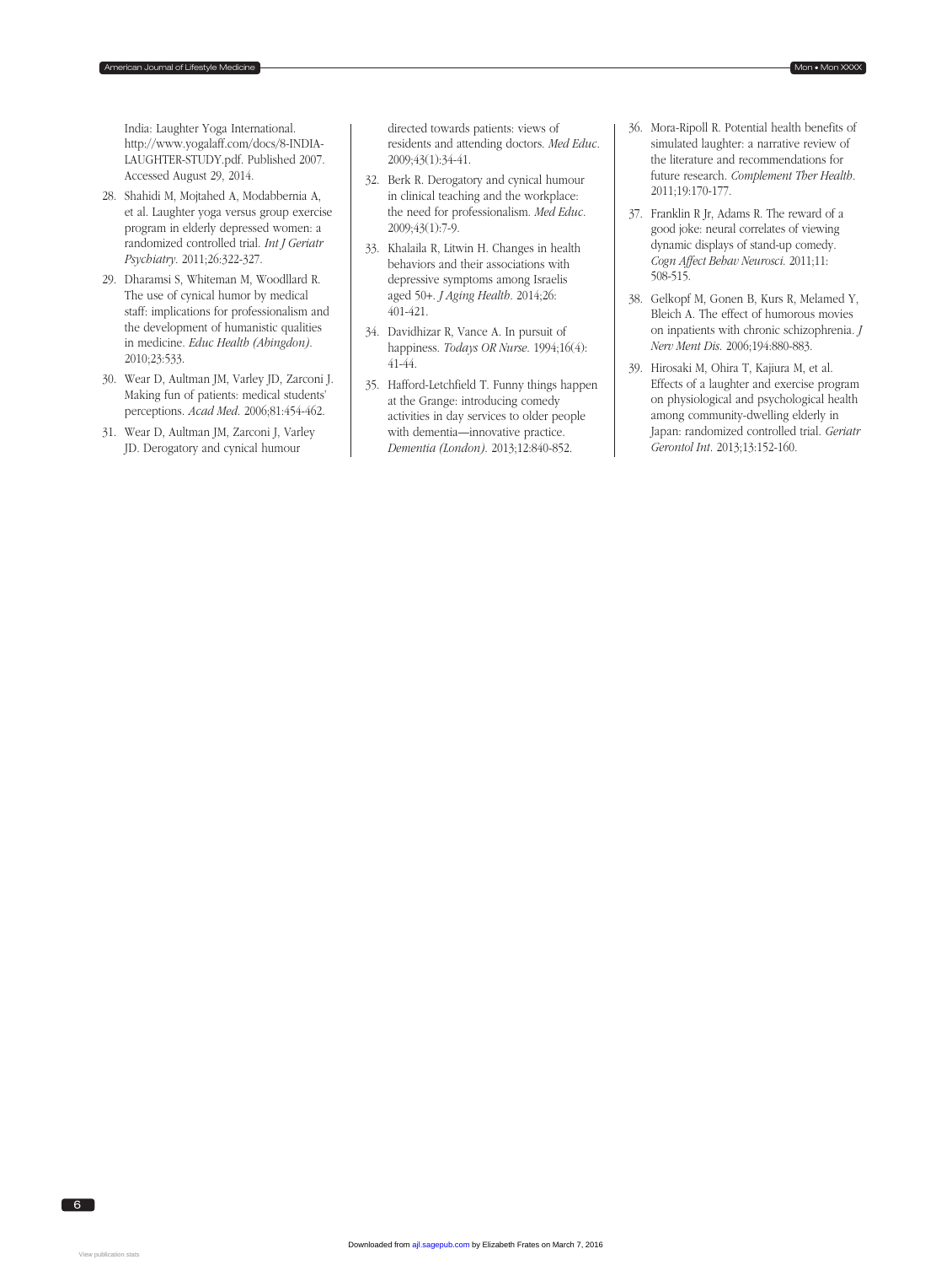India: Laughter Yoga International. http://www.yogalaff.com/docs/8-INDIA-LAUGHTER-STUDY.pdf. Published 2007. Accessed August 29, 2014.

28. Shahidi M, Mojtahed A, Modabbernia A, et al. Laughter yoga versus group exercise program in elderly depressed women: a randomized controlled trial. *Int J Geriatr Psychiatry*. 2011;26:322-327.
29. Dharamsi S, Whiteman M, Woodllard R. The use of cynical humor by medical staff: implications for professionalism and the development of humanistic qualities in medicine. *Educ Health (Abingdon)*. 2010;23:533.
30. Wear D, Aultman JM, Varley JD, Zarconi J. Making fun of patients: medical students' perceptions. *Acad Med*. 2006;81:454-462.
31. Wear D, Aultman JM, Zarconi J, Varley JD. Derogatory and cynical humour directed towards patients: views of residents and attending doctors. *Med Educ*. 2009;43(1):34-41.
32. Berk R. Derogatory and cynical humour in clinical teaching and the workplace: the need for professionalism. *Med Educ*. 2009;43(1):7-9.
33. Khalaila R, Litwin H. Changes in health behaviors and their associations with depressive symptoms among Israelis aged 50+. *J Aging Health*. 2014;26:401-421.
34. Davidhizar R, Vance A. In pursuit of happiness. *Todays OR Nurse*. 1994;16(4):41-44.
35. Hafford-Letchfield T. Funny things happen at the Grange: introducing comedy activities in day services to older people with dementia—innovative practice. *Dementia (London)*. 2013;12:840-852.
36. Mora-Ripoll R. Potential health benefits of simulated laughter: a narrative review of the literature and recommendations for future research. *Complement Ther Health*. 2011;19:170-177.
37. Franklin R Jr, Adams R. The reward of a good joke: neural correlates of viewing dynamic displays of stand-up comedy. *Cogn Affect Behav Neurosci*. 2011;11:508-515.
38. Gelkopf M, Gonen B, Kurs R, Melamed Y, Bleich A. The effect of humorous movies on inpatients with chronic schizophrenia. *J Nerv Ment Dis*. 2006;194:880-883.
39. Hirosaki M, Ohira T, Kajiura M, et al. Effects of a laughter and exercise program on physiological and psychological health among community-dwelling elderly in Japan: randomized controlled trial. *Geriatr Gerontol Int*. 2013;13:152-160.